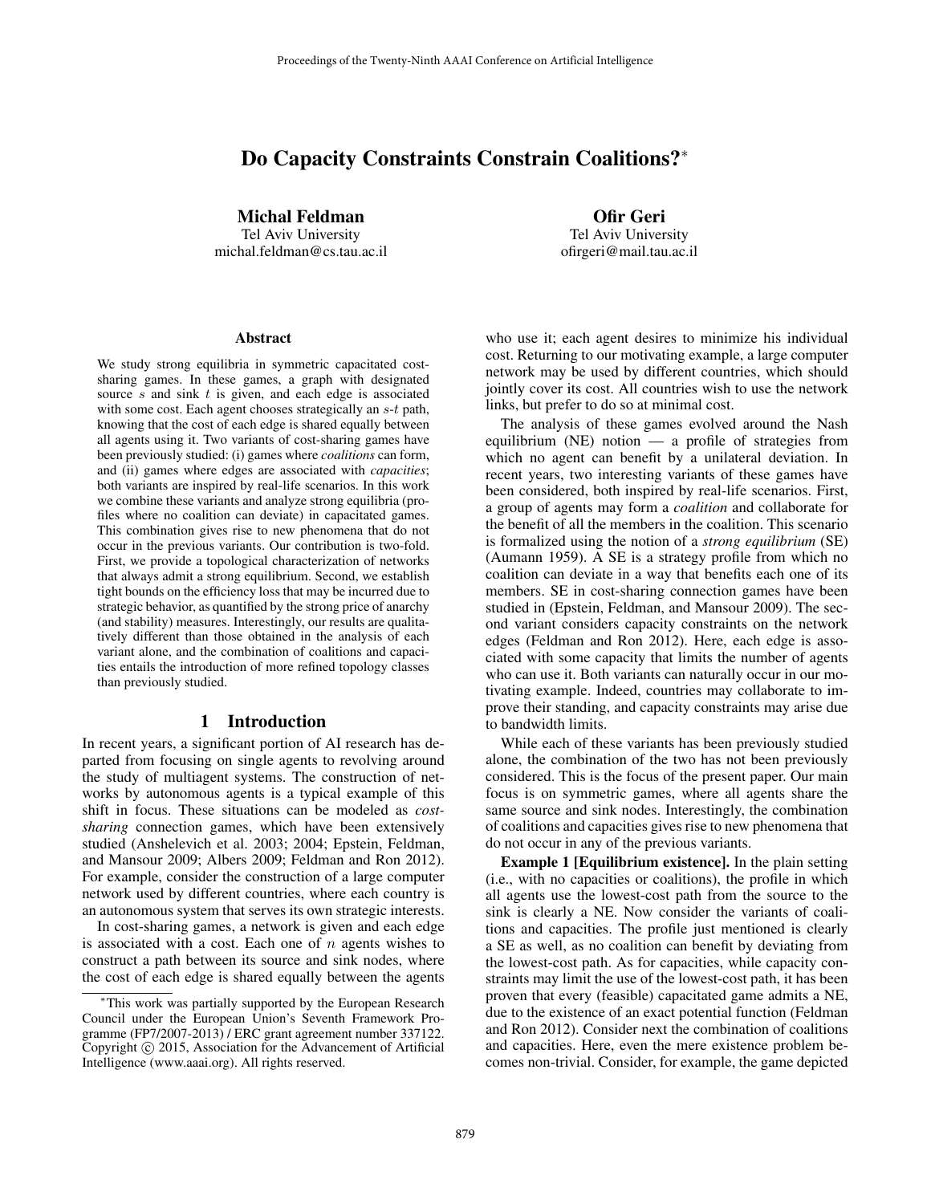# Do Capacity Constraints Constrain Coalitions?*

**Michal Feldman**
Tel Aviv University
michal.feldman@cs.tau.ac.il

**Ofir Geri**
Tel Aviv University
ofirgeri@mail.tau.ac.il

## Abstract

We study strong equilibria in symmetric capacitated cost-sharing games. In these games, a graph with designated source $s$ and sink $t$ is given, and each edge is associated with some cost. Each agent chooses strategically an $s$-$t$ path, knowing that the cost of each edge is shared equally between all agents using it. Two variants of cost-sharing games have been previously studied: (i) games where *coalitions* can form, and (ii) games where edges are associated with *capacities*; both variants are inspired by real-life scenarios. In this work we combine these variants and analyze strong equilibria (profiles where no coalition can deviate) in capacitated games. This combination gives rise to new phenomena that do not occur in the previous variants. Our contribution is two-fold. First, we provide a topological characterization of networks that always admit a strong equilibrium. Second, we establish tight bounds on the efficiency loss that may be incurred due to strategic behavior, as quantified by the strong price of anarchy (and stability) measures. Interestingly, our results are qualitatively different than those obtained in the analysis of each variant alone, and the combination of coalitions and capacities entails the introduction of more refined topology classes than previously studied.

## 1 Introduction

In recent years, a significant portion of AI research has departed from focusing on single agents to revolving around the study of multiagent systems. The construction of networks by autonomous agents is a typical example of this shift in focus. These situations can be modeled as *cost-sharing* connection games, which have been extensively studied (Anshelevich et al. 2003; 2004; Epstein, Feldman, and Mansour 2009; Albers 2009; Feldman and Ron 2012). For example, consider the construction of a large computer network used by different countries, where each country is an autonomous system that serves its own strategic interests.

In cost-sharing games, a network is given and each edge is associated with a cost. Each one of $n$ agents wishes to construct a path between its source and sink nodes, where the cost of each edge is shared equally between the agents who use it; each agent desires to minimize his individual cost. Returning to our motivating example, a large computer network may be used by different countries, which should jointly cover its cost. All countries wish to use the network links, but prefer to do so at minimal cost.

The analysis of these games evolved around the Nash equilibrium (NE) notion — a profile of strategies from which no agent can benefit by a unilateral deviation. In recent years, two interesting variants of these games have been considered, both inspired by real-life scenarios. First, a group of agents may form a *coalition* and collaborate for the benefit of all the members in the coalition. This scenario is formalized using the notion of a *strong equilibrium* (SE) (Aumann 1959). A SE is a strategy profile from which no coalition can deviate in a way that benefits each one of its members. SE in cost-sharing connection games have been studied in (Epstein, Feldman, and Mansour 2009). The second variant considers capacity constraints on the network edges (Feldman and Ron 2012). Here, each edge is associated with some capacity that limits the number of agents who can use it. Both variants can naturally occur in our motivating example. Indeed, countries may collaborate to improve their standing, and capacity constraints may arise due to bandwidth limits.

While each of these variants has been previously studied alone, the combination of the two has not been previously considered. This is the focus of the present paper. Our main focus is on symmetric games, where all agents share the same source and sink nodes. Interestingly, the combination of coalitions and capacities gives rise to new phenomena that do not occur in any of the previous variants.

**Example 1 [Equilibrium existence].** In the plain setting (i.e., with no capacities or coalitions), the profile in which all agents use the lowest-cost path from the source to the sink is clearly a NE. Now consider the variants of coalitions and capacities. The profile just mentioned is clearly a SE as well, as no coalition can benefit by deviating from the lowest-cost path. As for capacities, while capacity constraints may limit the use of the lowest-cost path, it has been proven that every (feasible) capacitated game admits a NE, due to the existence of an exact potential function (Feldman and Ron 2012). Consider next the combination of coalitions and capacities. Here, even the mere existence problem becomes non-trivial. Consider, for example, the game depicted

---

*This work was partially supported by the European Research Council under the European Union's Seventh Framework Programme (FP7/2007-2013) / ERC grant agreement number 337122. Copyright © 2015, Association for the Advancement of Artificial Intelligence (www.aaai.org). All rights reserved.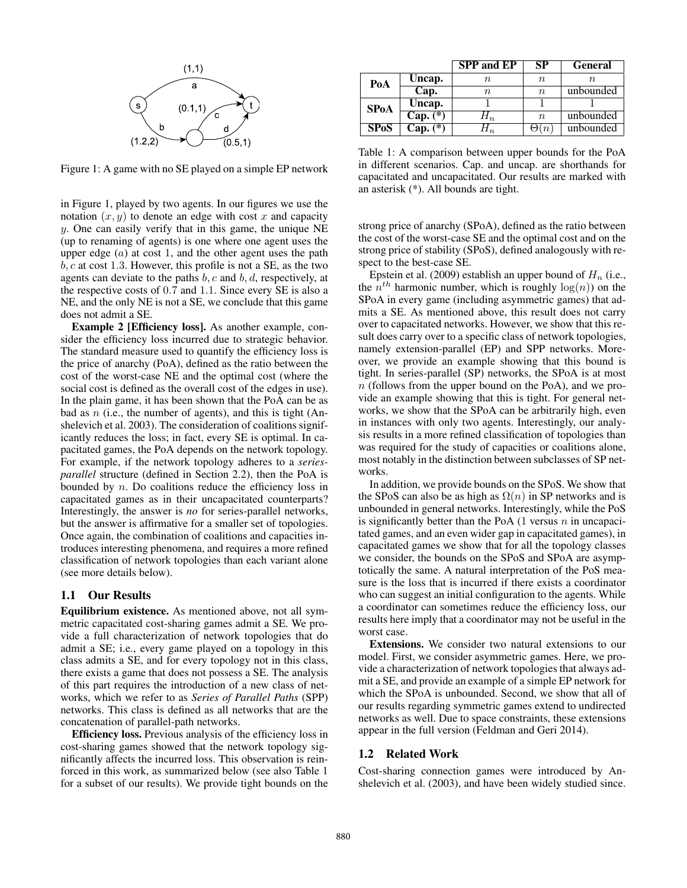Figure 1: A game with no SE played on a simple EP network

in Figure 1, played by two agents. In our figures we use the notation $(x, y)$ to denote an edge with cost $x$ and capacity $y$. One can easily verify that in this game, the unique NE (up to renaming of agents) is one where one agent uses the upper edge ($a$) at cost 1, and the other agent uses the path $b, c$ at cost 1.3. However, this profile is not a SE, as the two agents can deviate to the paths $b, c$ and $b, d$, respectively, at the respective costs of 0.7 and 1.1. Since every SE is also a NE, and the only NE is not a SE, we conclude that this game does not admit a SE.

**Example 2 [Efficiency loss].** As another example, consider the efficiency loss incurred due to strategic behavior. The standard measure used to quantify the efficiency loss is the price of anarchy (PoA), defined as the ratio between the cost of the worst-case NE and the optimal cost (where the social cost is defined as the overall cost of the edges in use). In the plain game, it has been shown that the PoA can be as bad as $n$ (i.e., the number of agents), and this is tight (Anshelevich et al. 2003). The consideration of coalitions significantly reduces the loss; in fact, every SE is optimal. In capacitated games, the PoA depends on the network topology. For example, if the network topology adheres to a *series-parallel* structure (defined in Section 2.2), then the PoA is bounded by $n$. Do coalitions reduce the efficiency loss in capacitated games as in their uncapacitated counterparts? Interestingly, the answer is *no* for series-parallel networks, but the answer is affirmative for a smaller set of topologies. Once again, the combination of coalitions and capacities introduces interesting phenomena, and requires a more refined classification of network topologies than each variant alone (see more details below).

## 1.1 Our Results

**Equilibrium existence.** As mentioned above, not all symmetric capacitated cost-sharing games admit a SE. We provide a full characterization of network topologies that do admit a SE; i.e., every game played on a topology in this class admits a SE, and for every topology not in this class, there exists a game that does not possess a SE. The analysis of this part requires the introduction of a new class of networks, which we refer to as *Series of Parallel Paths* (SPP) networks. This class is defined as all networks that are the concatenation of parallel-path networks.

**Efficiency loss.** Previous analysis of the efficiency loss in cost-sharing games showed that the network topology significantly affects the incurred loss. This observation is reinforced in this work, as summarized below (see also Table 1 for a subset of our results). We provide tight bounds on the

| | | SPP and EP | SP | General |
|---|---|---|---|---|
| PoA | Uncap. | $n$ | $n$ | $n$ |
| | Cap. | $n$ | $n$ | unbounded |
| SPoA | Uncap. | 1 | 1 | 1 |
| | Cap. (*) | $H_n$ | $n$ | unbounded |
| SPoS | Cap. (*) | $H_n$ | $\Theta(n)$ | unbounded |

Table 1: A comparison between upper bounds for the PoA in different scenarios. Cap. and uncap. are shorthands for capacitated and uncapacitated. Our results are marked with an asterisk (*). All bounds are tight.

strong price of anarchy (SPoA), defined as the ratio between the cost of the worst-case SE and the optimal cost and on the strong price of stability (SPoS), defined analogously with respect to the best-case SE.

Epstein et al. (2009) establish an upper bound of $H_n$ (i.e., the $n^{th}$ harmonic number, which is roughly $\log(n)$) on the SPoA in every game (including asymmetric games) that admits a SE. As mentioned above, this result does not carry over to capacitated networks. However, we show that this result does carry over to a specific class of network topologies, namely extension-parallel (EP) and SPP networks. Moreover, we provide an example showing that this bound is tight. In series-parallel (SP) networks, the SPoA is at most $n$ (follows from the upper bound on the PoA), and we provide an example showing that this is tight. For general networks, we show that the SPoA can be arbitrarily high, even in instances with only two agents. Interestingly, our analysis results in a more refined classification of topologies than was required for the study of capacities or coalitions alone, most notably in the distinction between subclasses of SP networks.

In addition, we provide bounds on the SPoS. We show that the SPoS can also be as high as $\Omega(n)$ in SP networks and is unbounded in general networks. Interestingly, while the PoS is significantly better than the PoA (1 versus $n$ in uncapacitated games, and an even wider gap in capacitated games), in capacitated games we show that for all the topology classes we consider, the bounds on the SPoS and SPoA are asymptotically the same. A natural interpretation of the PoS measure is the loss that is incurred if there exists a coordinator who can suggest an initial configuration to the agents. While a coordinator can sometimes reduce the efficiency loss, our results here imply that a coordinator may not be useful in the worst case.

**Extensions.** We consider two natural extensions to our model. First, we consider asymmetric games. Here, we provide a characterization of network topologies that always admit a SE, and provide an example of a simple EP network for which the SPoA is unbounded. Second, we show that all of our results regarding symmetric games extend to undirected networks as well. Due to space constraints, these extensions appear in the full version (Feldman and Geri 2014).

## 1.2 Related Work

Cost-sharing connection games were introduced by Anshelevich et al. (2003), and have been widely studied since.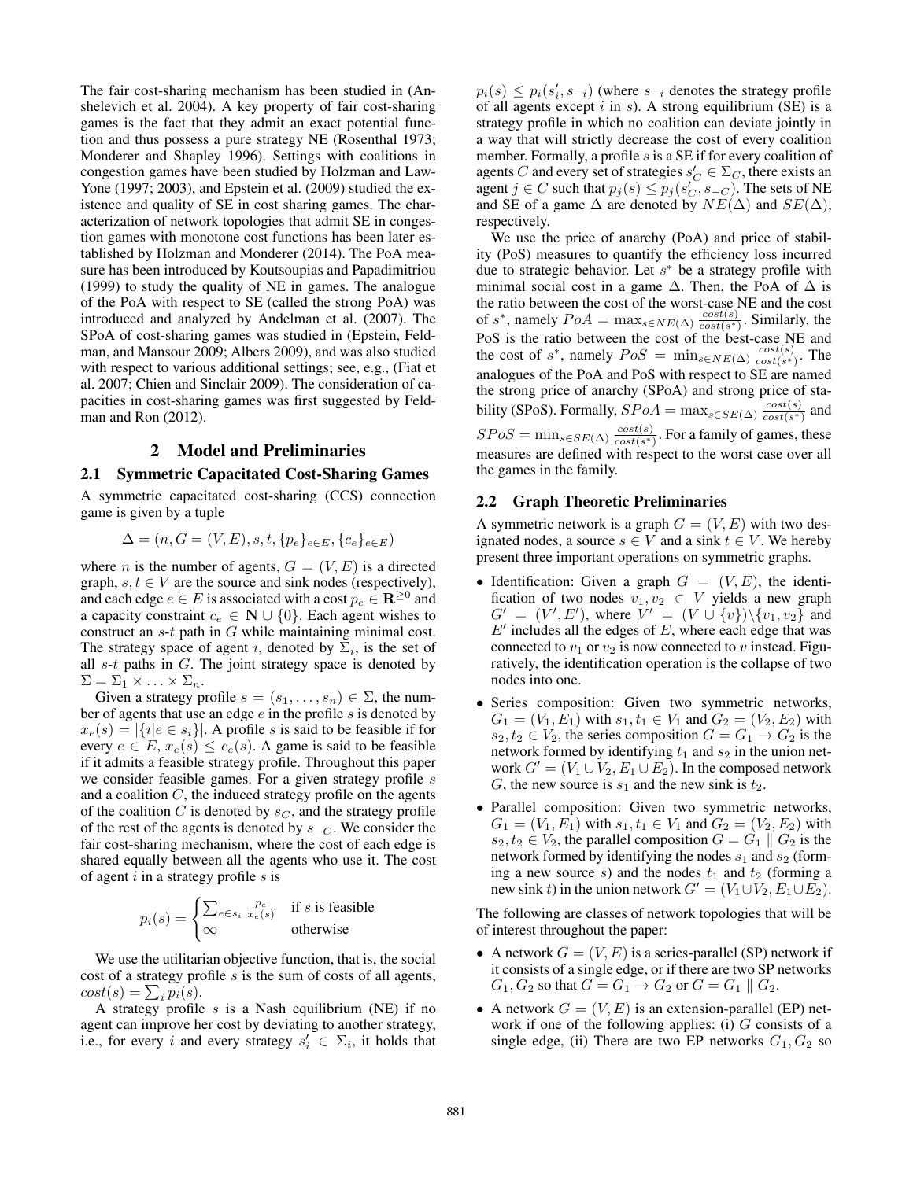The fair cost-sharing mechanism has been studied in (Anshelevich et al. 2004). A key property of fair cost-sharing games is the fact that they admit an exact potential function and thus possess a pure strategy NE (Rosenthal 1973; Monderer and Shapley 1996). Settings with coalitions in congestion games have been studied by Holzman and Law-Yone (1997; 2003), and Epstein et al. (2009) studied the existence and quality of SE in cost sharing games. The characterization of network topologies that admit SE in congestion games with monotone cost functions has been later established by Holzman and Monderer (2014). The PoA measure has been introduced by Koutsoupias and Papadimitriou (1999) to study the quality of NE in games. The analogue of the PoA with respect to SE (called the strong PoA) was introduced and analyzed by Andelman et al. (2007). The SPoA of cost-sharing games was studied in (Epstein, Feldman, and Mansour 2009; Albers 2009), and was also studied with respect to various additional settings; see, e.g., (Fiat et al. 2007; Chien and Sinclair 2009). The consideration of capacities in cost-sharing games was first suggested by Feldman and Ron (2012).

## 2 Model and Preliminaries

### 2.1 Symmetric Capacitated Cost-Sharing Games

A symmetric capacitated cost-sharing (CCS) connection game is given by a tuple

$$\Delta = (n, G = (V, E), s, t, \{p_e\}_{e \in E}, \{c_e\}_{e \in E})$$

where $n$ is the number of agents, $G = (V, E)$ is a directed graph, $s, t \in V$ are the source and sink nodes (respectively), and each edge $e \in E$ is associated with a cost $p_e \in \mathbf{R}^{\geq 0}$ and a capacity constraint $c_e \in \mathbf{N} \cup \{0\}$. Each agent wishes to construct an $s$-$t$ path in $G$ while maintaining minimal cost. The strategy space of agent $i$, denoted by $\Sigma_i$, is the set of all $s$-$t$ paths in $G$. The joint strategy space is denoted by $\Sigma = \Sigma_1 \times \ldots \times \Sigma_n$.

Given a strategy profile $s = (s_1, \ldots, s_n) \in \Sigma$, the number of agents that use an edge $e$ in the profile $s$ is denoted by $x_e(s) = |\{i | e \in s_i\}|$. A profile $s$ is said to be feasible if for every $e \in E$, $x_e(s) \leq c_e(s)$. A game is said to be feasible if it admits a feasible strategy profile. Throughout this paper we consider feasible games. For a given strategy profile $s$ and a coalition $C$, the induced strategy profile on the agents of the coalition $C$ is denoted by $s_C$, and the strategy profile of the rest of the agents is denoted by $s_{-C}$. We consider the fair cost-sharing mechanism, where the cost of each edge is shared equally between all the agents who use it. The cost of agent $i$ in a strategy profile $s$ is

$$p_i(s) = \begin{cases} \sum_{e \in s_i} \frac{p_e}{x_e(s)} & \text{if } s \text{ is feasible} \\ \infty & \text{otherwise} \end{cases}$$

We use the utilitarian objective function, that is, the social cost of a strategy profile $s$ is the sum of costs of all agents, $cost(s) = \sum_i p_i(s)$.

A strategy profile $s$ is a Nash equilibrium (NE) if no agent can improve her cost by deviating to another strategy, i.e., for every $i$ and every strategy $s'_i \in \Sigma_i$, it holds that $p_i(s) \leq p_i(s'_i, s_{-i})$ (where $s_{-i}$ denotes the strategy profile of all agents except $i$ in $s$). A strong equilibrium (SE) is a strategy profile in which no coalition can deviate jointly in a way that will strictly decrease the cost of every coalition member. Formally, a profile $s$ is a SE if for every coalition of agents $C$ and every set of strategies $s'_C \in \Sigma_C$, there exists an agent $j \in C$ such that $p_j(s) \leq p_j(s'_C, s_{-C})$. The sets of NE and SE of a game $\Delta$ are denoted by $NE(\Delta)$ and $SE(\Delta)$, respectively.

We use the price of anarchy (PoA) and price of stability (PoS) measures to quantify the efficiency loss incurred due to strategic behavior. Let $s^*$ be a strategy profile with minimal social cost in a game $\Delta$. Then, the PoA of $\Delta$ is the ratio between the cost of the worst-case NE and the cost of $s^*$, namely $PoA = \max_{s \in NE(\Delta)} \frac{cost(s)}{cost(s^*)}$. Similarly, the PoS is the ratio between the cost of the best-case NE and the cost of $s^*$, namely $PoS = \min_{s \in NE(\Delta)} \frac{cost(s)}{cost(s^*)}$. The analogues of the PoA and PoS with respect to SE are named the strong price of anarchy (SPoA) and strong price of stability (SPoS). Formally, $SPoA = \max_{s \in SE(\Delta)} \frac{cost(s)}{cost(s^*)}$ and $SPoS = \min_{s \in SE(\Delta)} \frac{cost(s)}{cost(s^*)}$. For a family of games, these measures are defined with respect to the worst case over all the games in the family.

### 2.2 Graph Theoretic Preliminaries

A symmetric network is a graph $G = (V, E)$ with two designated nodes, a source $s \in V$ and a sink $t \in V$. We hereby present three important operations on symmetric graphs.

- Identification: Given a graph $G = (V, E)$, the identification of two nodes $v_1, v_2 \in V$ yields a new graph $G' = (V', E')$, where $V' = (V \cup \{v\}) \setminus \{v_1, v_2\}$ and $E'$ includes all the edges of $E$, where each edge that was connected to $v_1$ or $v_2$ is now connected to $v$ instead. Figuratively, the identification operation is the collapse of two nodes into one.
- Series composition: Given two symmetric networks, $G_1 = (V_1, E_1)$ with $s_1, t_1 \in V_1$ and $G_2 = (V_2, E_2)$ with $s_2, t_2 \in V_2$, the series composition $G = G_1 \to G_2$ is the network formed by identifying $t_1$ and $s_2$ in the union network $G' = (V_1 \cup V_2, E_1 \cup E_2)$. In the composed network $G$, the new source is $s_1$ and the new sink is $t_2$.
- Parallel composition: Given two symmetric networks, $G_1 = (V_1, E_1)$ with $s_1, t_1 \in V_1$ and $G_2 = (V_2, E_2)$ with $s_2, t_2 \in V_2$, the parallel composition $G = G_1 \parallel G_2$ is the network formed by identifying the nodes $s_1$ and $s_2$ (forming a new source $s$) and the nodes $t_1$ and $t_2$ (forming a new sink $t$) in the union network $G' = (V_1 \cup V_2, E_1 \cup E_2)$.

The following are classes of network topologies that will be of interest throughout the paper:

- A network $G = (V, E)$ is a series-parallel (SP) network if it consists of a single edge, or if there are two SP networks $G_1, G_2$ so that $G = G_1 \to G_2$ or $G = G_1 \parallel G_2$.
- A network $G = (V, E)$ is an extension-parallel (EP) network if one of the following applies: (i) $G$ consists of a single edge, (ii) There are two EP networks $G_1, G_2$ so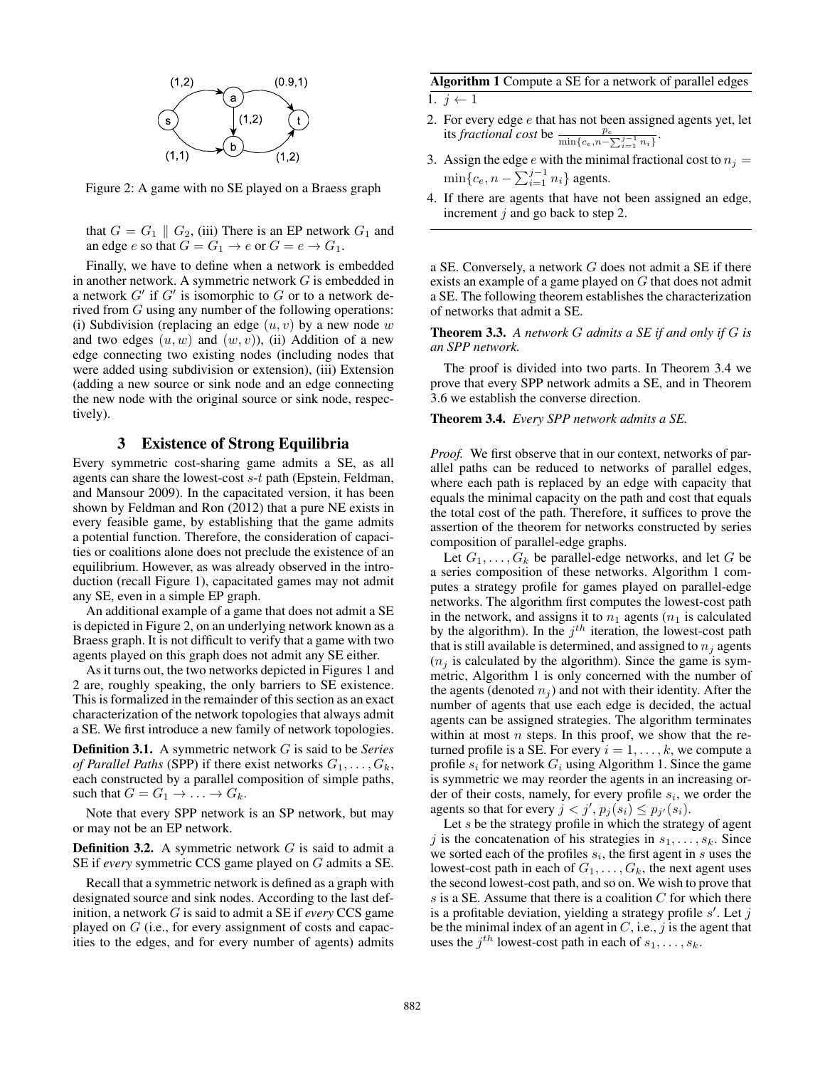Figure 2: A game with no SE played on a Braess graph

that $G = G_1 \parallel G_2$, (iii) There is an EP network $G_1$ and an edge $e$ so that $G = G_1 \rightarrow e$ or $G = e \rightarrow G_1$.

Finally, we have to define when a network is embedded in another network. A symmetric network $G$ is embedded in a network $G'$ if $G'$ is isomorphic to $G$ or to a network derived from $G$ using any number of the following operations: (i) Subdivision (replacing an edge $(u, v)$ by a new node $w$ and two edges $(u, w)$ and $(w, v)$), (ii) Addition of a new edge connecting two existing nodes (including nodes that were added using subdivision or extension), (iii) Extension (adding a new source or sink node and an edge connecting the new node with the original source or sink node, respectively).

## 3 Existence of Strong Equilibria

Every symmetric cost-sharing game admits a SE, as all agents can share the lowest-cost $s$-$t$ path (Epstein, Feldman, and Mansour 2009). In the capacitated version, it has been shown by Feldman and Ron (2012) that a pure NE exists in every feasible game, by establishing that the game admits a potential function. Therefore, the consideration of capacities or coalitions alone does not preclude the existence of an equilibrium. However, as was already observed in the introduction (recall Figure 1), capacitated games may not admit any SE, even in a simple EP graph.

An additional example of a game that does not admit a SE is depicted in Figure 2, on an underlying network known as a Braess graph. It is not difficult to verify that a game with two agents played on this graph does not admit any SE either.

As it turns out, the two networks depicted in Figures 1 and 2 are, roughly speaking, the only barriers to SE existence. This is formalized in the remainder of this section as an exact characterization of the network topologies that always admit a SE. We first introduce a new family of network topologies.

**Definition 3.1.** A symmetric network $G$ is said to be *Series of Parallel Paths* (SPP) if there exist networks $G_1, \ldots, G_k$, each constructed by a parallel composition of simple paths, such that $G = G_1 \rightarrow \ldots \rightarrow G_k$.

Note that every SPP network is an SP network, but may or may not be an EP network.

**Definition 3.2.** A symmetric network $G$ is said to admit a SE if *every* symmetric CCS game played on $G$ admits a SE.

Recall that a symmetric network is defined as a graph with designated source and sink nodes. According to the last definition, a network $G$ is said to admit a SE if *every* CCS game played on $G$ (i.e., for every assignment of costs and capacities to the edges, and for every number of agents) admits a SE. Conversely, a network $G$ does not admit a SE if there exists an example of a game played on $G$ that does not admit a SE. The following theorem establishes the characterization of networks that admit a SE.

**Algorithm 1** Compute a SE for a network of parallel edges

1. $j \leftarrow 1$
2. For every edge $e$ that has not been assigned agents yet, let its *fractional cost* be $\frac{p_e}{\min\{c_e, n - \sum_{i=1}^{j-1} n_i\}}$.
3. Assign the edge $e$ with the minimal fractional cost to $n_j = \min\{c_e, n - \sum_{i=1}^{j-1} n_i\}$ agents.
4. If there are agents that have not been assigned an edge, increment $j$ and go back to step 2.

**Theorem 3.3.** *A network $G$ admits a SE if and only if $G$ is an SPP network.*

The proof is divided into two parts. In Theorem 3.4 we prove that every SPP network admits a SE, and in Theorem 3.6 we establish the converse direction.

**Theorem 3.4.** *Every SPP network admits a SE.*

*Proof.* We first observe that in our context, networks of parallel paths can be reduced to networks of parallel edges, where each path is replaced by an edge with capacity that equals the minimal capacity on the path and cost that equals the total cost of the path. Therefore, it suffices to prove the assertion of the theorem for networks constructed by series composition of parallel-edge graphs.

Let $G_1, \ldots, G_k$ be parallel-edge networks, and let $G$ be a series composition of these networks. Algorithm 1 computes a strategy profile for games played on parallel-edge networks. The algorithm first computes the lowest-cost path in the network, and assigns it to $n_1$ agents ($n_1$ is calculated by the algorithm). In the $j^{th}$ iteration, the lowest-cost path that is still available is determined, and assigned to $n_j$ agents ($n_j$ is calculated by the algorithm). Since the game is symmetric, Algorithm 1 is only concerned with the number of the agents (denoted $n_j$) and not with their identity. After the number of agents that use each edge is decided, the actual agents can be assigned strategies. The algorithm terminates within at most $n$ steps. In this proof, we show that the returned profile is a SE. For every $i = 1, \ldots, k$, we compute a profile $s_i$ for network $G_i$ using Algorithm 1. Since the game is symmetric we may reorder the agents in an increasing order of their costs, namely, for every profile $s_i$, we order the agents so that for every $j < j'$, $p_j(s_i) \leq p_{j'}(s_i)$.

Let $s$ be the strategy profile in which the strategy of agent $j$ is the concatenation of his strategies in $s_1, \ldots, s_k$. Since we sorted each of the profiles $s_i$, the first agent in $s$ uses the lowest-cost path in each of $G_1, \ldots, G_k$, the next agent uses the second lowest-cost path, and so on. We wish to prove that $s$ is a SE. Assume that there is a coalition $C$ for which there is a profitable deviation, yielding a strategy profile $s'$. Let $j$ be the minimal index of an agent in $C$, i.e., $j$ is the agent that uses the $j^{th}$ lowest-cost path in each of $s_1, \ldots, s_k$.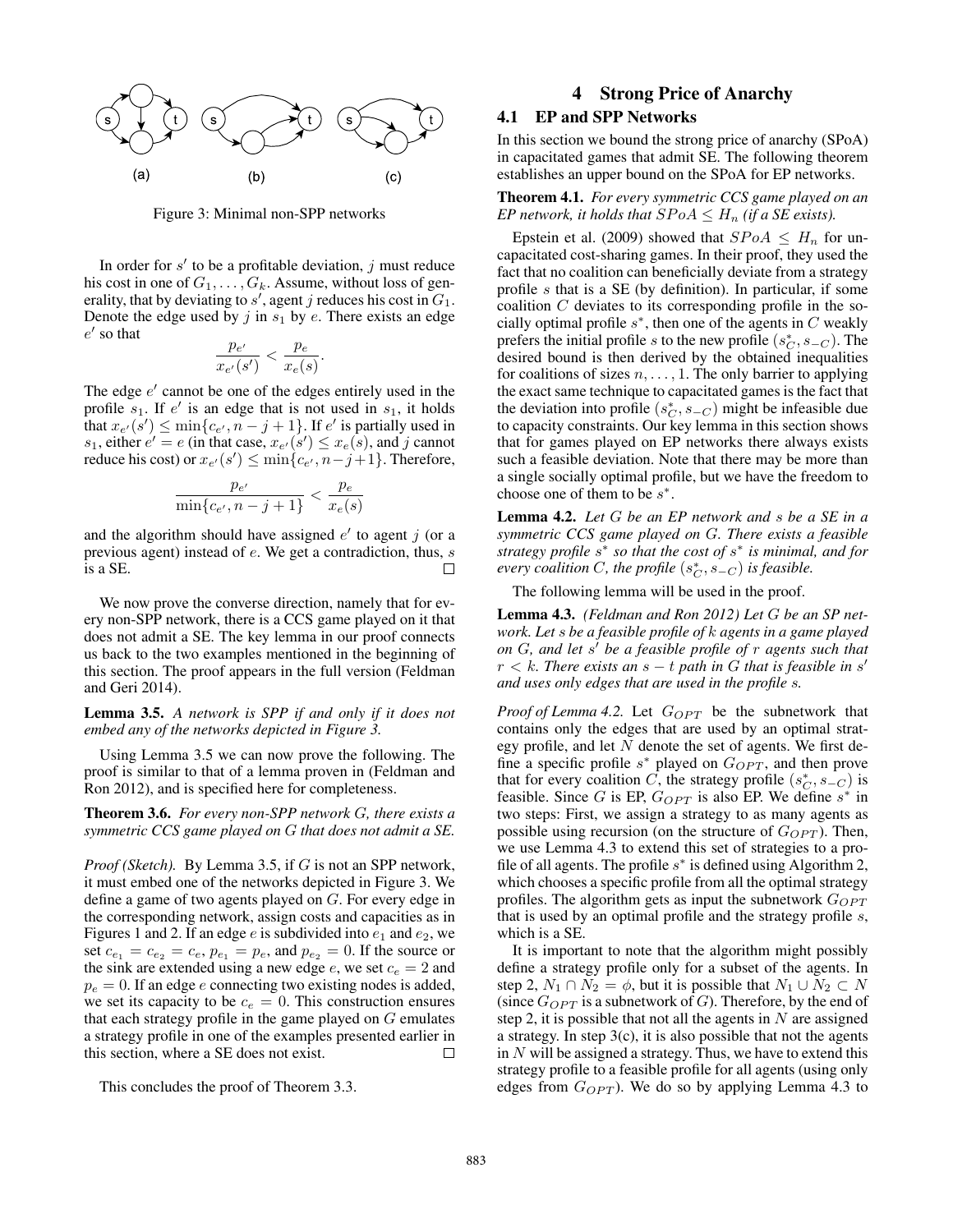Figure 3: Minimal non-SPP networks

In order for $s'$ to be a profitable deviation, $j$ must reduce his cost in one of $G_1, \ldots, G_k$. Assume, without loss of generality, that by deviating to $s'$, agent $j$ reduces his cost in $G_1$. Denote the edge used by $j$ in $s_1$ by $e$. There exists an edge $e'$ so that

$$\frac{p_{e'}}{x_{e'}(s')} < \frac{p_e}{x_e(s)}.$$

The edge $e'$ cannot be one of the edges entirely used in the profile $s_1$. If $e'$ is an edge that is not used in $s_1$, it holds that $x_{e'}(s') \leq \min\{c_{e'}, n-j+1\}$. If $e'$ is partially used in $s_1$, either $e' = e$ (in that case, $x_{e'}(s') \leq x_e(s)$, and $j$ cannot reduce his cost) or $x_{e'}(s') \leq \min\{c_{e'}, n-j+1\}$. Therefore,

$$\frac{p_{e'}}{\min\{c_{e'}, n-j+1\}} < \frac{p_e}{x_e(s)}$$

and the algorithm should have assigned $e'$ to agent $j$ (or a previous agent) instead of $e$. We get a contradiction, thus, $s$ is a SE. □

We now prove the converse direction, namely that for every non-SPP network, there is a CCS game played on it that does not admit a SE. The key lemma in our proof connects us back to the two examples mentioned in the beginning of this section. The proof appears in the full version (Feldman and Geri 2014).

**Lemma 3.5.** *A network is SPP if and only if it does not embed any of the networks depicted in Figure 3.*

Using Lemma 3.5 we can now prove the following. The proof is similar to that of a lemma proven in (Feldman and Ron 2012), and is specified here for completeness.

**Theorem 3.6.** *For every non-SPP network $G$, there exists a symmetric CCS game played on $G$ that does not admit a SE.*

*Proof (Sketch).* By Lemma 3.5, if $G$ is not an SPP network, it must embed one of the networks depicted in Figure 3. We define a game of two agents played on $G$. For every edge in the corresponding network, assign costs and capacities as in Figures 1 and 2. If an edge $e$ is subdivided into $e_1$ and $e_2$, we set $c_{e_1} = c_{e_2} = c_e$, $p_{e_1} = p_e$, and $p_{e_2} = 0$. If the source or the sink are extended using a new edge $e$, we set $c_e = 2$ and $p_e = 0$. If an edge $e$ connecting two existing nodes is added, we set its capacity to be $c_e = 0$. This construction ensures that each strategy profile in the game played on $G$ emulates a strategy profile in one of the examples presented earlier in this section, where a SE does not exist. □

This concludes the proof of Theorem 3.3.

# 4 Strong Price of Anarchy

## 4.1 EP and SPP Networks

In this section we bound the strong price of anarchy (SPoA) in capacitated games that admit SE. The following theorem establishes an upper bound on the SPoA for EP networks.

**Theorem 4.1.** *For every symmetric CCS game played on an EP network, it holds that $SPoA \leq H_n$ (if a SE exists).*

Epstein et al. (2009) showed that $SPoA \leq H_n$ for uncapacitated cost-sharing games. In their proof, they used the fact that no coalition can beneficially deviate from a strategy profile $s$ that is a SE (by definition). In particular, if some coalition $C$ deviates to its corresponding profile in the socially optimal profile $s^*$, then one of the agents in $C$ weakly prefers the initial profile $s$ to the new profile $(s^*_C, s_{-C})$. The desired bound is then derived by the obtained inequalities for coalitions of sizes $n, \ldots, 1$. The only barrier to applying the exact same technique to capacitated games is the fact that the deviation into profile $(s^*_C, s_{-C})$ might be infeasible due to capacity constraints. Our key lemma in this section shows that for games played on EP networks there always exists such a feasible deviation. Note that there may be more than a single socially optimal profile, but we have the freedom to choose one of them to be $s^*$.

**Lemma 4.2.** *Let $G$ be an EP network and $s$ be a SE in a symmetric CCS game played on $G$. There exists a feasible strategy profile $s^*$ so that the cost of $s^*$ is minimal, and for every coalition $C$, the profile $(s^*_C, s_{-C})$ is feasible.*

The following lemma will be used in the proof.

**Lemma 4.3.** *(Feldman and Ron 2012) Let $G$ be an SP network. Let $s$ be a feasible profile of $k$ agents in a game played on $G$, and let $s'$ be a feasible profile of $r$ agents such that $r < k$. There exists an $s-t$ path in $G$ that is feasible in $s'$ and uses only edges that are used in the profile $s$.*

*Proof of Lemma 4.2.* Let $G_{OPT}$ be the subnetwork that contains only the edges that are used by an optimal strategy profile, and let $N$ denote the set of agents. We first define a specific profile $s^*$ played on $G_{OPT}$, and then prove that for every coalition $C$, the strategy profile $(s^*_C, s_{-C})$ is feasible. Since $G$ is EP, $G_{OPT}$ is also EP. We define $s^*$ in two steps: First, we assign a strategy to as many agents as possible using recursion (on the structure of $G_{OPT}$). Then, we use Lemma 4.3 to extend this set of strategies to a profile of all agents. The profile $s^*$ is defined using Algorithm 2, which chooses a specific profile from all the optimal strategy profiles. The algorithm gets as input the subnetwork $G_{OPT}$ that is used by an optimal profile and the strategy profile $s$, which is a SE.

It is important to note that the algorithm might possibly define a strategy profile only for a subset of the agents. In step 2, $N_1 \cap N_2 = \phi$, but it is possible that $N_1 \cup N_2 \subset N$ (since $G_{OPT}$ is a subnetwork of $G$). Therefore, by the end of step 2, it is possible that not all the agents in $N$ are assigned a strategy. In step 3(c), it is also possible that not the agents in $N$ will be assigned a strategy. Thus, we have to extend this strategy profile to a feasible profile for all agents (using only edges from $G_{OPT}$). We do so by applying Lemma 4.3 to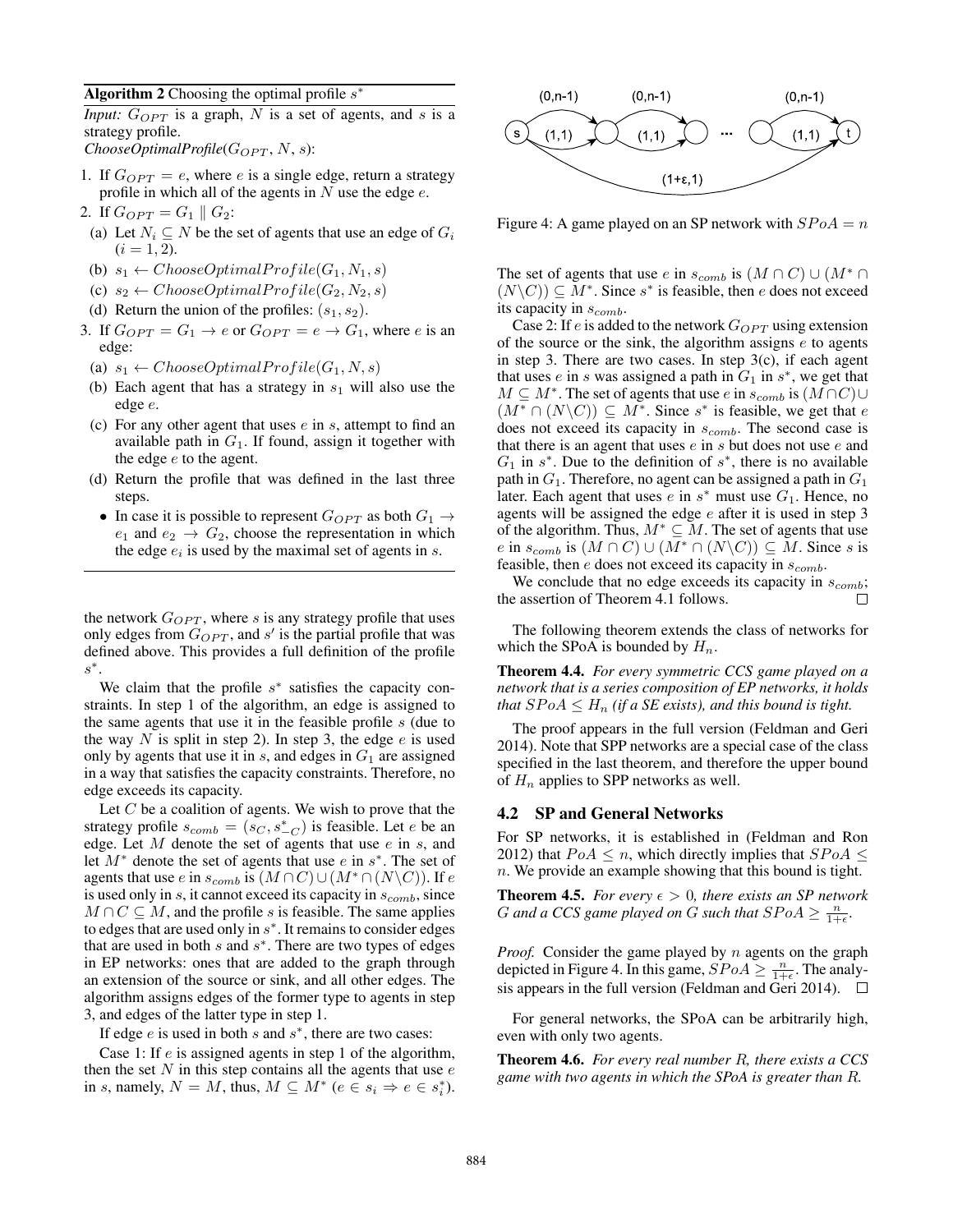**Algorithm 2** Choosing the optimal profile $s^*$

*Input:* $G_{OPT}$ is a graph, $N$ is a set of agents, and $s$ is a strategy profile.
*ChooseOptimalProfile*($G_{OPT}$, $N$, $s$):

1. If $G_{OPT} = e$, where $e$ is a single edge, return a strategy profile in which all of the agents in $N$ use the edge $e$.
2. If $G_{OPT} = G_1 \parallel G_2$:
   (a) Let $N_i \subseteq N$ be the set of agents that use an edge of $G_i$ ($i = 1, 2$).
   (b) $s_1 \leftarrow ChooseOptimalProfile(G_1, N_1, s)$
   (c) $s_2 \leftarrow ChooseOptimalProfile(G_2, N_2, s)$
   (d) Return the union of the profiles: $(s_1, s_2)$.
3. If $G_{OPT} = G_1 \rightarrow e$ or $G_{OPT} = e \rightarrow G_1$, where $e$ is an edge:
   (a) $s_1 \leftarrow ChooseOptimalProfile(G_1, N, s)$
   (b) Each agent that has a strategy in $s_1$ will also use the edge $e$.
   (c) For any other agent that uses $e$ in $s$, attempt to find an available path in $G_1$. If found, assign it together with the edge $e$ to the agent.
   (d) Return the profile that was defined in the last three steps.
   - In case it is possible to represent $G_{OPT}$ as both $G_1 \rightarrow e_1$ and $e_2 \rightarrow G_2$, choose the representation in which the edge $e_i$ is used by the maximal set of agents in $s$.

the network $G_{OPT}$, where $s$ is any strategy profile that uses only edges from $G_{OPT}$, and $s'$ is the partial profile that was defined above. This provides a full definition of the profile $s^*$.

We claim that the profile $s^*$ satisfies the capacity constraints. In step 1 of the algorithm, an edge is assigned to the same agents that use it in the feasible profile $s$ (due to the way $N$ is split in step 2). In step 3, the edge $e$ is used only by agents that use it in $s$, and edges in $G_1$ are assigned in a way that satisfies the capacity constraints. Therefore, no edge exceeds its capacity.

Let $C$ be a coalition of agents. We wish to prove that the strategy profile $s_{comb} = (s_C, s^*_{-C})$ is feasible. Let $e$ be an edge. Let $M$ denote the set of agents that use $e$ in $s$, and let $M^*$ denote the set of agents that use $e$ in $s^*$. The set of agents that use $e$ in $s_{comb}$ is $(M \cap C) \cup (M^* \cap (N \backslash C))$. If $e$ is used only in $s$, it cannot exceed its capacity in $s_{comb}$, since $M \cap C \subseteq M$, and the profile $s$ is feasible. The same applies to edges that are used only in $s^*$. It remains to consider edges that are used in both $s$ and $s^*$. There are two types of edges in EP networks: ones that are added to the graph through an extension of the source or sink, and all other edges. The algorithm assigns edges of the former type to agents in step 3, and edges of the latter type in step 1.

If edge $e$ is used in both $s$ and $s^*$, there are two cases:

Case 1: If $e$ is assigned agents in step 1 of the algorithm, then the set $N$ in this step contains all the agents that use $e$ in $s$, namely, $N = M$, thus, $M \subseteq M^*$ ($e \in s_i \Rightarrow e \in s^*_i$). The set of agents that use $e$ in $s_{comb}$ is $(M \cap C) \cup (M^* \cap (N \backslash C)) \subseteq M^*$. Since $s^*$ is feasible, then $e$ does not exceed its capacity in $s_{comb}$.

Case 2: If $e$ is added to the network $G_{OPT}$ using extension of the source or the sink, the algorithm assigns $e$ to agents in step 3. There are two cases. In step 3(c), if each agent that uses $e$ in $s$ was assigned a path in $G_1$ in $s^*$, we get that $M \subseteq M^*$. The set of agents that use $e$ in $s_{comb}$ is $(M \cap C) \cup (M^* \cap (N \backslash C)) \subseteq M^*$. Since $s^*$ is feasible, we get that $e$ does not exceed its capacity in $s_{comb}$. The second case is that there is an agent that uses $e$ in $s$ but does not use $e$ and $G_1$ in $s^*$. Due to the definition of $s^*$, there is no available path in $G_1$. Therefore, no agent can be assigned a path in $G_1$ later. Each agent that uses $e$ in $s^*$ must use $G_1$. Hence, no agents will be assigned the edge $e$ after it is used in step 3 of the algorithm. Thus, $M^* \subseteq M$. The set of agents that use $e$ in $s_{comb}$ is $(M \cap C) \cup (M^* \cap (N \backslash C)) \subseteq M$. Since $s$ is feasible, then $e$ does not exceed its capacity in $s_{comb}$.

We conclude that no edge exceeds its capacity in $s_{comb}$; the assertion of Theorem 4.1 follows. ☐

The following theorem extends the class of networks for which the SPoA is bounded by $H_n$.

**Theorem 4.4.** *For every symmetric CCS game played on a network that is a series composition of EP networks, it holds that $SPoA \leq H_n$ (if a SE exists), and this bound is tight.*

The proof appears in the full version (Feldman and Geri 2014). Note that SPP networks are a special case of the class specified in the last theorem, and therefore the upper bound of $H_n$ applies to SPP networks as well.

## 4.2 SP and General Networks

For SP networks, it is established in (Feldman and Ron 2012) that $PoA \leq n$, which directly implies that $SPoA \leq n$. We provide an example showing that this bound is tight.

**Theorem 4.5.** *For every $\epsilon > 0$, there exists an SP network $G$ and a CCS game played on $G$ such that $SPoA \geq \frac{n}{1+\epsilon}$.*

*Proof.* Consider the game played by $n$ agents on the graph depicted in Figure 4. In this game, $SPoA \geq \frac{n}{1+\epsilon}$. The analysis appears in the full version (Feldman and Geri 2014). ☐

Figure 4: A game played on an SP network with $SPoA = n$

For general networks, the SPoA can be arbitrarily high, even with only two agents.

**Theorem 4.6.** *For every real number $R$, there exists a CCS game with two agents in which the SPoA is greater than $R$.*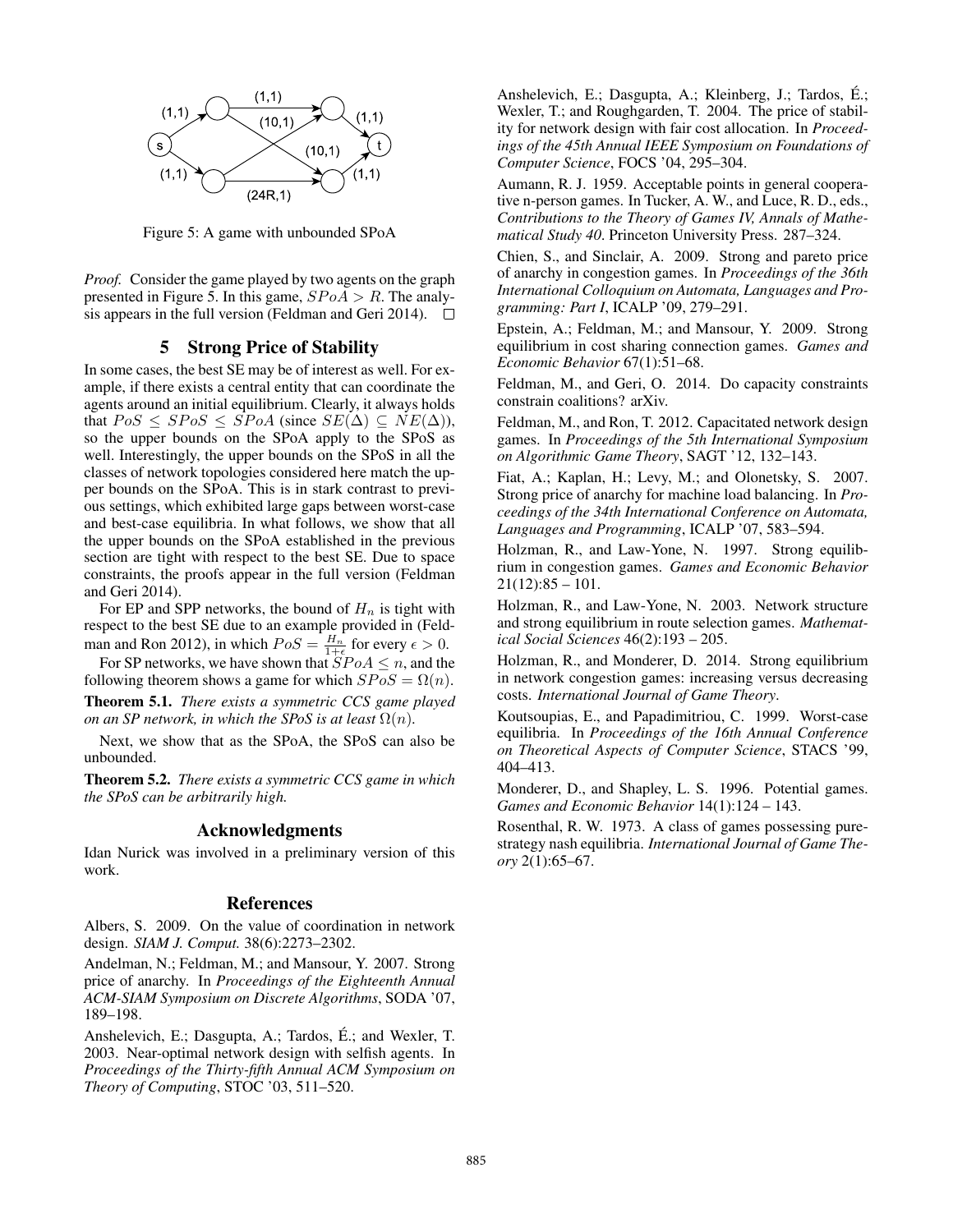(1,1)

(1,1)

(10,1)

(1,1)

s

t

(10,1)

(1,1)

(1,1)

(24R,1)

Figure 5: A game with unbounded SPoA

*Proof.* Consider the game played by two agents on the graph presented in Figure 5. In this game, $SPoA > R$. The analysis appears in the full version (Feldman and Geri 2014). □

## 5 Strong Price of Stability

In some cases, the best SE may be of interest as well. For example, if there exists a central entity that can coordinate the agents around an initial equilibrium. Clearly, it always holds that $PoS \leq SPoS \leq SPoA$ (since $SE(\Delta) \subseteq NE(\Delta)$), so the upper bounds on the SPoA apply to the SPoS as well. Interestingly, the upper bounds on the SPoS in all the classes of network topologies considered here match the upper bounds on the SPoA. This is in stark contrast to previous settings, which exhibited large gaps between worst-case and best-case equilibria. In what follows, we show that all the upper bounds on the SPoA established in the previous section are tight with respect to the best SE. Due to space constraints, the proofs appear in the full version (Feldman and Geri 2014).

For EP and SPP networks, the bound of $H_n$ is tight with respect to the best SE due to an example provided in (Feldman and Ron 2012), in which $PoS = \frac{H_n}{1+\epsilon}$ for every $\epsilon > 0$.

For SP networks, we have shown that $SPoA \leq n$, and the following theorem shows a game for which $SPoS = \Omega(n)$.

**Theorem 5.1.** *There exists a symmetric CCS game played on an SP network, in which the SPoS is at least* $\Omega(n)$*.*

Next, we show that as the SPoA, the SPoS can also be unbounded.

**Theorem 5.2.** *There exists a symmetric CCS game in which the SPoS can be arbitrarily high.*

## Acknowledgments

Idan Nurick was involved in a preliminary version of this work.

## References

Albers, S. 2009. On the value of coordination in network design. *SIAM J. Comput.* 38(6):2273–2302.

Andelman, N.; Feldman, M.; and Mansour, Y. 2007. Strong price of anarchy. In *Proceedings of the Eighteenth Annual ACM-SIAM Symposium on Discrete Algorithms*, SODA '07, 189–198.

Anshelevich, E.; Dasgupta, A.; Tardos, É.; and Wexler, T. 2003. Near-optimal network design with selfish agents. In *Proceedings of the Thirty-fifth Annual ACM Symposium on Theory of Computing*, STOC '03, 511–520.

Anshelevich, E.; Dasgupta, A.; Kleinberg, J.; Tardos, É.; Wexler, T.; and Roughgarden, T. 2004. The price of stability for network design with fair cost allocation. In *Proceedings of the 45th Annual IEEE Symposium on Foundations of Computer Science*, FOCS '04, 295–304.

Aumann, R. J. 1959. Acceptable points in general cooperative n-person games. In Tucker, A. W., and Luce, R. D., eds., *Contributions to the Theory of Games IV, Annals of Mathematical Study 40*. Princeton University Press. 287–324.

Chien, S., and Sinclair, A. 2009. Strong and pareto price of anarchy in congestion games. In *Proceedings of the 36th International Colloquium on Automata, Languages and Programming: Part I*, ICALP '09, 279–291.

Epstein, A.; Feldman, M.; and Mansour, Y. 2009. Strong equilibrium in cost sharing connection games. *Games and Economic Behavior* 67(1):51–68.

Feldman, M., and Geri, O. 2014. Do capacity constraints constrain coalitions? arXiv.

Feldman, M., and Ron, T. 2012. Capacitated network design games. In *Proceedings of the 5th International Symposium on Algorithmic Game Theory*, SAGT '12, 132–143.

Fiat, A.; Kaplan, H.; Levy, M.; and Olonetsky, S. 2007. Strong price of anarchy for machine load balancing. In *Proceedings of the 34th International Conference on Automata, Languages and Programming*, ICALP '07, 583–594.

Holzman, R., and Law-Yone, N. 1997. Strong equilibrium in congestion games. *Games and Economic Behavior* 21(12):85 – 101.

Holzman, R., and Law-Yone, N. 2003. Network structure and strong equilibrium in route selection games. *Mathematical Social Sciences* 46(2):193 – 205.

Holzman, R., and Monderer, D. 2014. Strong equilibrium in network congestion games: increasing versus decreasing costs. *International Journal of Game Theory*.

Koutsoupias, E., and Papadimitriou, C. 1999. Worst-case equilibria. In *Proceedings of the 16th Annual Conference on Theoretical Aspects of Computer Science*, STACS '99, 404–413.

Monderer, D., and Shapley, L. S. 1996. Potential games. *Games and Economic Behavior* 14(1):124 – 143.

Rosenthal, R. W. 1973. A class of games possessing pure-strategy nash equilibria. *International Journal of Game Theory* 2(1):65–67.